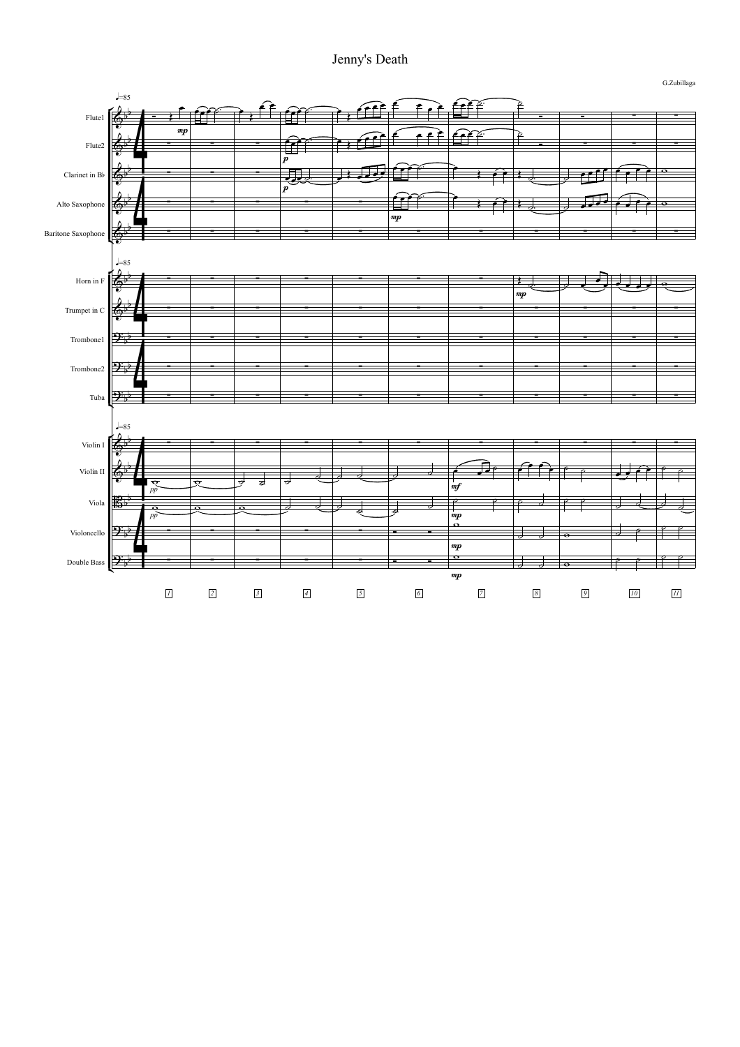# Jenny's Death

G.Zubillaga